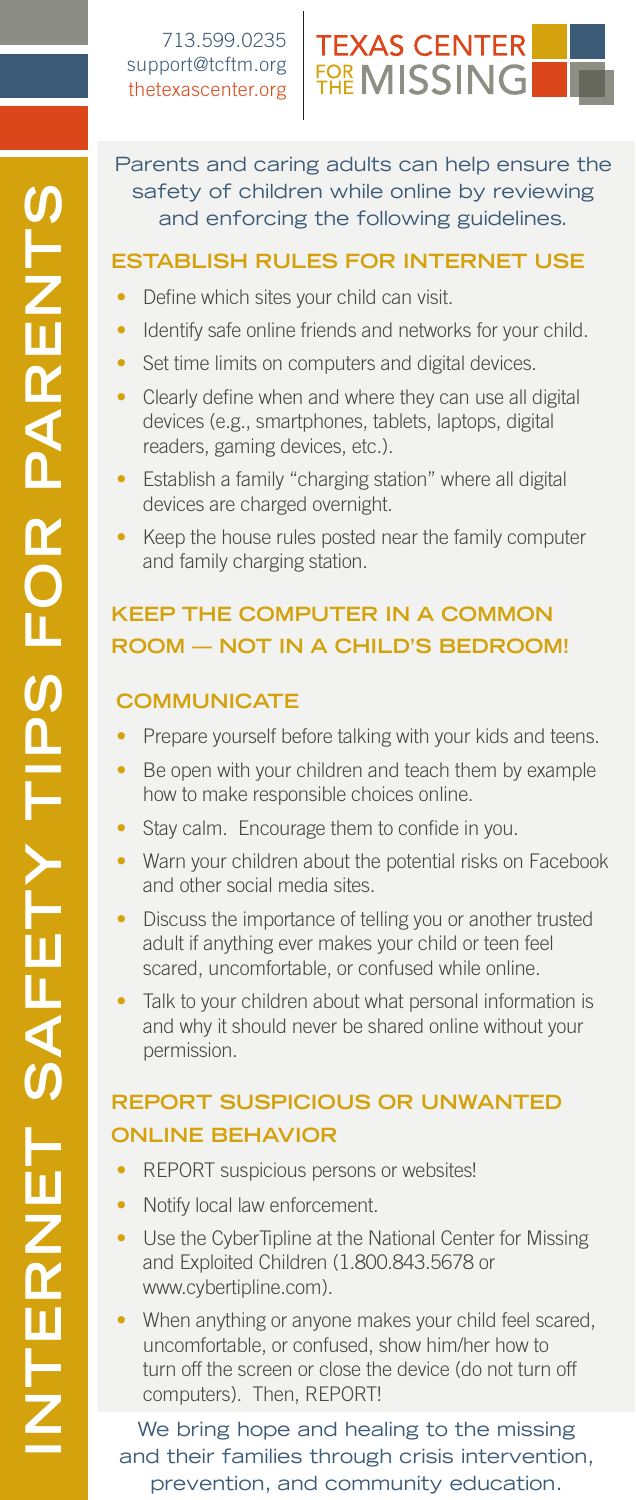713.599.0235
support@tcftm.org
thetexascenter.org

TEXAS CENTER FOR THE MISSING

# INTERNET SAFETY TIPS FOR PARENTS

Parents and caring adults can help ensure the safety of children while online by reviewing and enforcing the following guidelines.

## ESTABLISH RULES FOR INTERNET USE

- Define which sites your child can visit.
- Identify safe online friends and networks for your child.
- Set time limits on computers and digital devices.
- Clearly define when and where they can use all digital devices (e.g., smartphones, tablets, laptops, digital readers, gaming devices, etc.).
- Establish a family "charging station" where all digital devices are charged overnight.
- Keep the house rules posted near the family computer and family charging station.

## KEEP THE COMPUTER IN A COMMON ROOM — NOT IN A CHILD'S BEDROOM!

## COMMUNICATE

- Prepare yourself before talking with your kids and teens.
- Be open with your children and teach them by example how to make responsible choices online.
- Stay calm. Encourage them to confide in you.
- Warn your children about the potential risks on Facebook and other social media sites.
- Discuss the importance of telling you or another trusted adult if anything ever makes your child or teen feel scared, uncomfortable, or confused while online.
- Talk to your children about what personal information is and why it should never be shared online without your permission.

## REPORT SUSPICIOUS OR UNWANTED ONLINE BEHAVIOR

- REPORT suspicious persons or websites!
- Notify local law enforcement.
- Use the CyberTipline at the National Center for Missing and Exploited Children (1.800.843.5678 or www.cybertipline.com).
- When anything or anyone makes your child feel scared, uncomfortable, or confused, show him/her how to turn off the screen or close the device (do not turn off computers). Then, REPORT!

We bring hope and healing to the missing and their families through crisis intervention, prevention, and community education.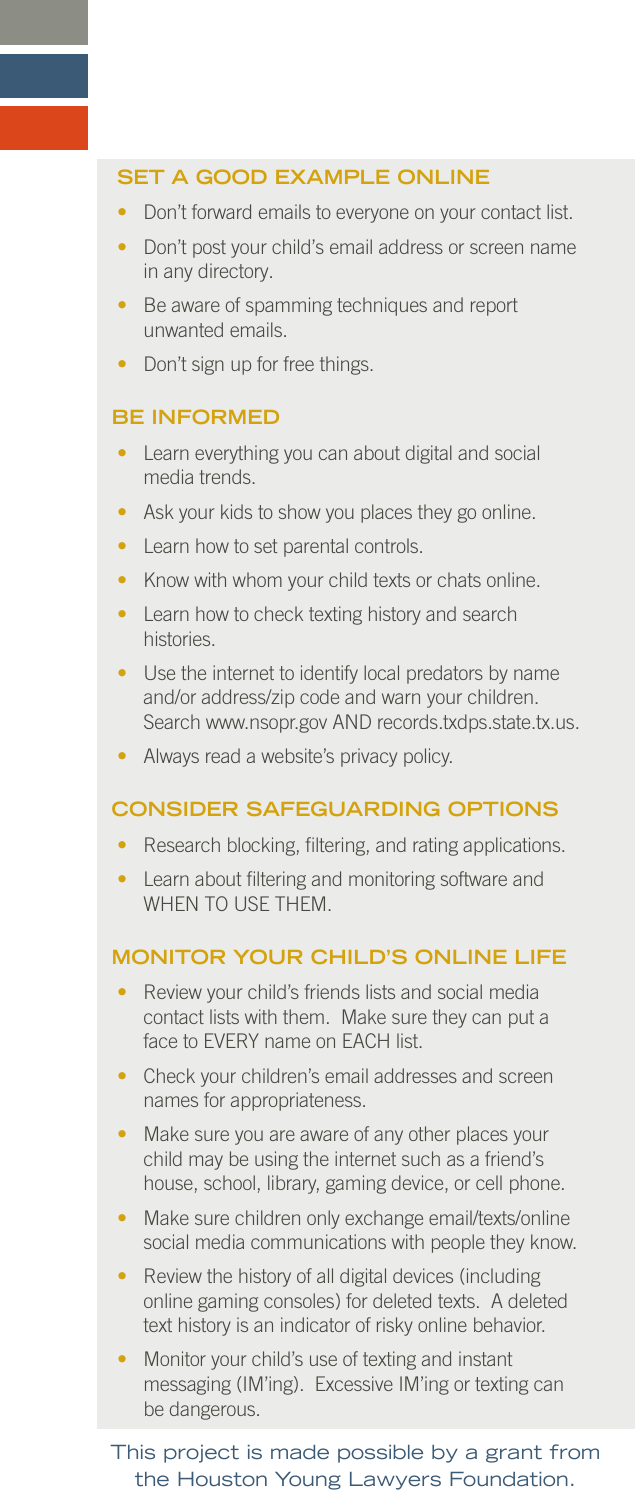## SET A GOOD EXAMPLE ONLINE

- Don't forward emails to everyone on your contact list.
- Don't post your child's email address or screen name in any directory.
- Be aware of spamming techniques and report unwanted emails.
- Don't sign up for free things.

## BE INFORMED

- Learn everything you can about digital and social media trends.
- Ask your kids to show you places they go online.
- Learn how to set parental controls.
- Know with whom your child texts or chats online.
- Learn how to check texting history and search histories.
- Use the internet to identify local predators by name and/or address/zip code and warn your children. Search www.nsopr.gov AND records.txdps.state.tx.us.
- Always read a website's privacy policy.

## CONSIDER SAFEGUARDING OPTIONS

- Research blocking, filtering, and rating applications.
- Learn about filtering and monitoring software and WHEN TO USE THEM.

## MONITOR YOUR CHILD'S ONLINE LIFE

- Review your child's friends lists and social media contact lists with them. Make sure they can put a face to EVERY name on EACH list.
- Check your children's email addresses and screen names for appropriateness.
- Make sure you are aware of any other places your child may be using the internet such as a friend's house, school, library, gaming device, or cell phone.
- Make sure children only exchange email/texts/online social media communications with people they know.
- Review the history of all digital devices (including online gaming consoles) for deleted texts. A deleted text history is an indicator of risky online behavior.
- Monitor your child's use of texting and instant messaging (IM'ing). Excessive IM'ing or texting can be dangerous.

This project is made possible by a grant from the Houston Young Lawyers Foundation.